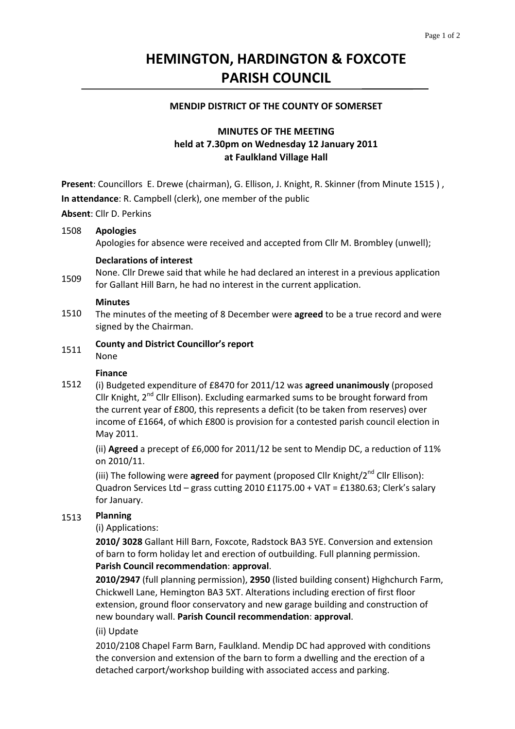# HEMINGTON, HARDINGTON & FOXCOTE PARISH COUNCIL

**MENDIP DISTRICT OF THE COUNTY OF SOMERSET**

**MINUTES OF THE MEETING**
**held at 7.30pm on Wednesday 12 January 2011**
**at Faulkland Village Hall**

**Present**: Councillors E. Drewe (chairman), G. Ellison, J. Knight, R. Skinner (from Minute 1515 ) ,
**In attendance**: R. Campbell (clerk), one member of the public
**Absent**: Cllr D. Perkins

1508 **Apologies**
Apologies for absence were received and accepted from Cllr M. Brombley (unwell);

1509 **Declarations of interest**
None. Cllr Drewe said that while he had declared an interest in a previous application for Gallant Hill Barn, he had no interest in the current application.

1510 **Minutes**
The minutes of the meeting of 8 December were **agreed** to be a true record and were signed by the Chairman.

1511 **County and District Councillor's report**
None

1512 **Finance**
(i) Budgeted expenditure of £8470 for 2011/12 was **agreed unanimously** (proposed Cllr Knight, 2nd Cllr Ellison). Excluding earmarked sums to be brought forward from the current year of £800, this represents a deficit (to be taken from reserves) over income of £1664, of which £800 is provision for a contested parish council election in May 2011.

(ii) **Agreed** a precept of £6,000 for 2011/12 be sent to Mendip DC, a reduction of 11% on 2010/11.

(iii) The following were **agreed** for payment (proposed Cllr Knight/2nd Cllr Ellison): Quadron Services Ltd – grass cutting 2010 £1175.00 + VAT = £1380.63; Clerk's salary for January.

1513 **Planning**
(i) Applications:

**2010/ 3028** Gallant Hill Barn, Foxcote, Radstock BA3 5YE. Conversion and extension of barn to form holiday let and erection of outbuilding. Full planning permission. **Parish Council recommendation**: **approval**.

**2010/2947** (full planning permission), **2950** (listed building consent) Highchurch Farm, Chickwell Lane, Hemington BA3 5XT. Alterations including erection of first floor extension, ground floor conservatory and new garage building and construction of new boundary wall. **Parish Council recommendation**: **approval**.

(ii) Update

2010/2108 Chapel Farm Barn, Faulkland. Mendip DC had approved with conditions the conversion and extension of the barn to form a dwelling and the erection of a detached carport/workshop building with associated access and parking.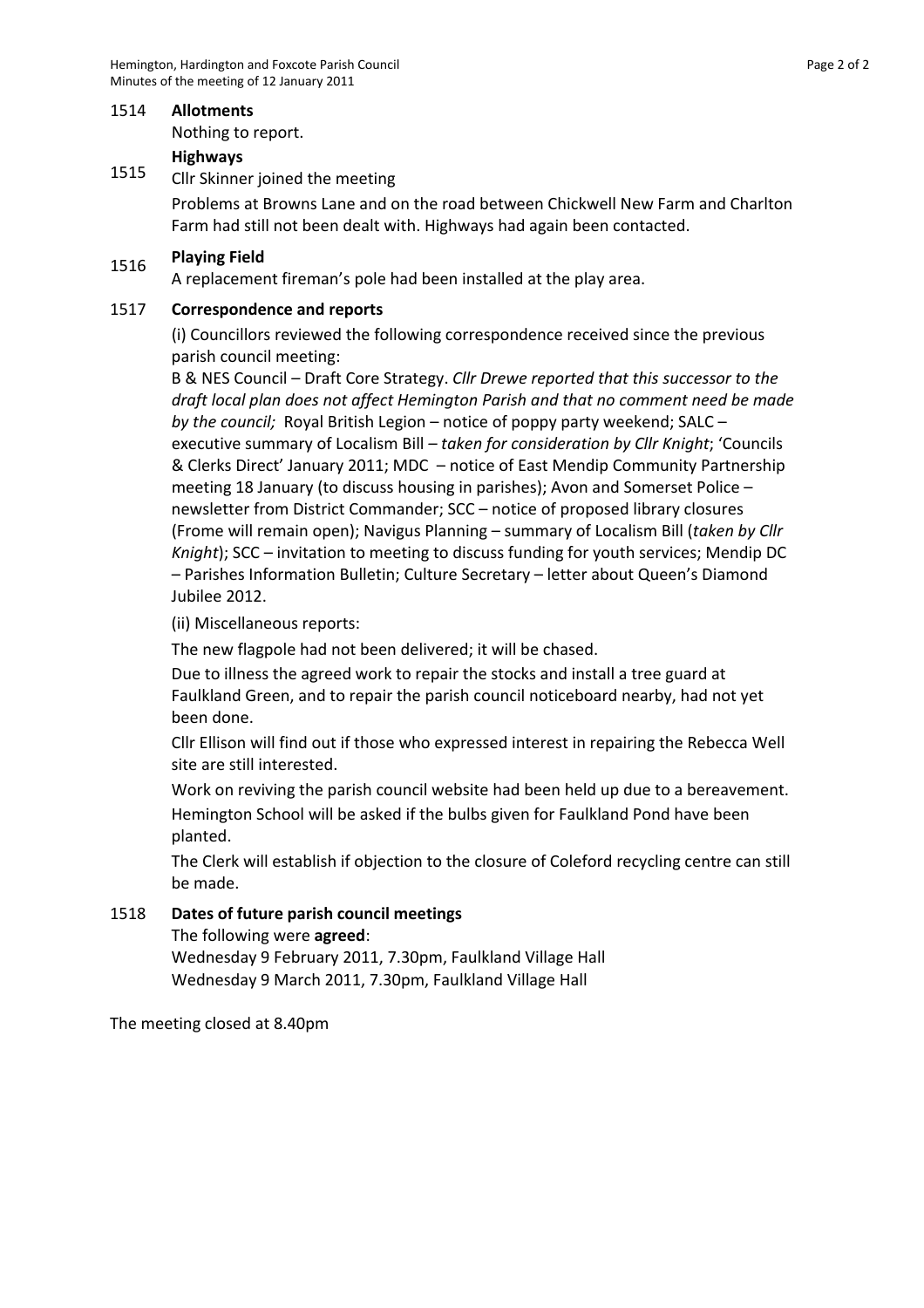**1514 Allotments**

Nothing to report.

**1515 Highways**

Cllr Skinner joined the meeting

Problems at Browns Lane and on the road between Chickwell New Farm and Charlton Farm had still not been dealt with. Highways had again been contacted.

**1516 Playing Field**

A replacement fireman's pole had been installed at the play area.

**1517 Correspondence and reports**

(i) Councillors reviewed the following correspondence received since the previous parish council meeting:

B & NES Council – Draft Core Strategy. *Cllr Drewe reported that this successor to the draft local plan does not affect Hemington Parish and that no comment need be made by the council;* Royal British Legion – notice of poppy party weekend; SALC – executive summary of Localism Bill – *taken for consideration by Cllr Knight*; 'Councils & Clerks Direct' January 2011; MDC – notice of East Mendip Community Partnership meeting 18 January (to discuss housing in parishes); Avon and Somerset Police – newsletter from District Commander; SCC – notice of proposed library closures (Frome will remain open); Navigus Planning – summary of Localism Bill (*taken by Cllr Knight*); SCC – invitation to meeting to discuss funding for youth services; Mendip DC – Parishes Information Bulletin; Culture Secretary – letter about Queen's Diamond Jubilee 2012.

(ii) Miscellaneous reports:

The new flagpole had not been delivered; it will be chased.

Due to illness the agreed work to repair the stocks and install a tree guard at Faulkland Green, and to repair the parish council noticeboard nearby, had not yet been done.

Cllr Ellison will find out if those who expressed interest in repairing the Rebecca Well site are still interested.

Work on reviving the parish council website had been held up due to a bereavement.

Hemington School will be asked if the bulbs given for Faulkland Pond have been planted.

The Clerk will establish if objection to the closure of Coleford recycling centre can still be made.

**1518 Dates of future parish council meetings**

The following were **agreed**:

Wednesday 9 February 2011, 7.30pm, Faulkland Village Hall

Wednesday 9 March 2011, 7.30pm, Faulkland Village Hall

The meeting closed at 8.40pm